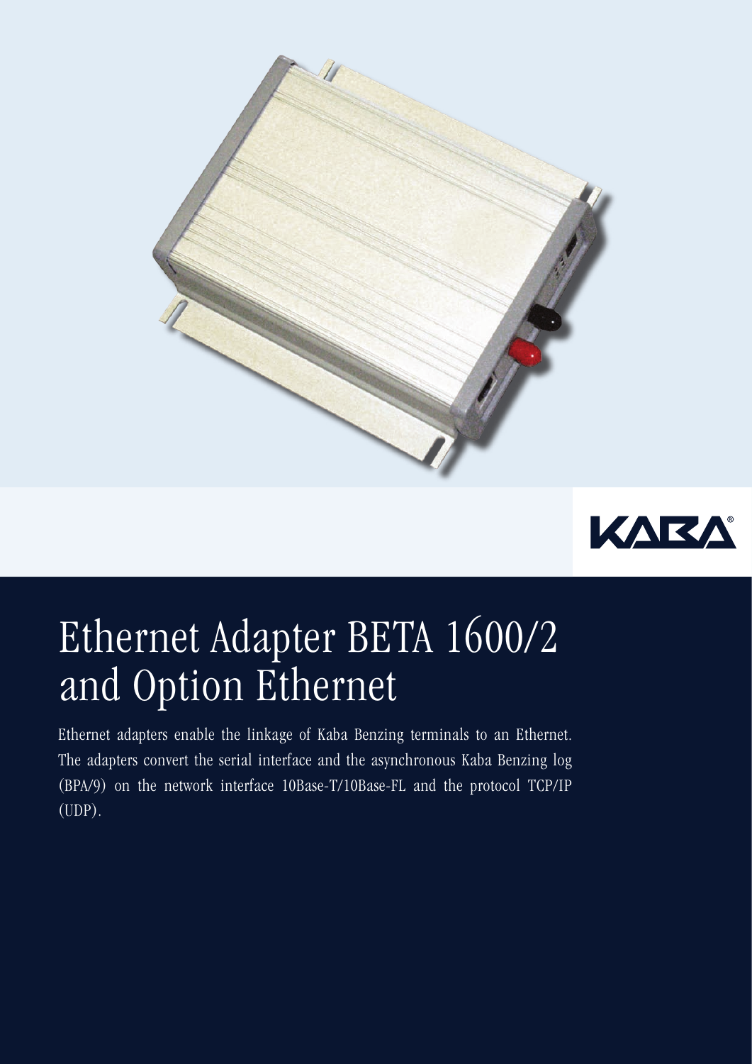# Ethernet Adapter BETA 1600/2 and Option Ethernet

Ethernet adapters enable the linkage of Kaba Benzing terminals to an Ethernet. The adapters convert the serial interface and the asynchronous Kaba Benzing log (BPA/9) on the network interface 10Base-T/10Base-FL and the protocol TCP/IP (UDP).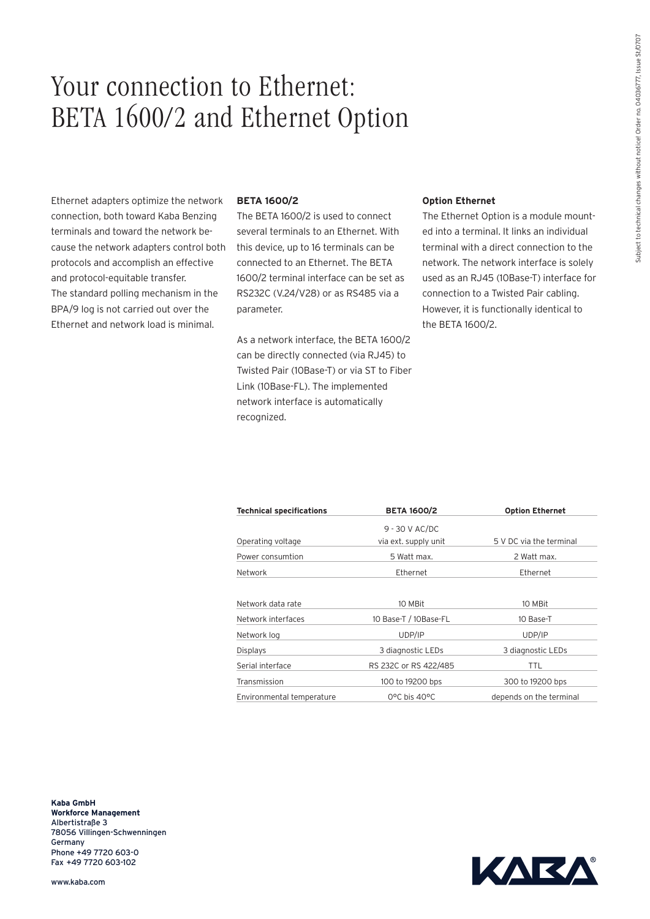# Your connection to Ethernet: BETA 1600/2 and Ethernet Option

Ethernet adapters optimize the network connection, both toward Kaba Benzing terminals and toward the network because the network adapters control both protocols and accomplish an effective and protocol-equitable transfer.
The standard polling mechanism in the BPA/9 log is not carried out over the Ethernet and network load is minimal.

**BETA 1600/2**

The BETA 1600/2 is used to connect several terminals to an Ethernet. With this device, up to 16 terminals can be connected to an Ethernet. The BETA 1600/2 terminal interface can be set as RS232C (V.24/V28) or as RS485 via a parameter.

As a network interface, the BETA 1600/2 can be directly connected (via RJ45) to Twisted Pair (10Base-T) or via ST to Fiber Link (10Base-FL). The implemented network interface is automatically recognized.

**Option Ethernet**

The Ethernet Option is a module mounted into a terminal. It links an individual terminal with a direct connection to the network. The network interface is solely used as an RJ45 (10Base-T) interface for connection to a Twisted Pair cabling. However, it is functionally identical to the BETA 1600/2.

| Technical specifications | BETA 1600/2 | Option Ethernet |
|---|---|---|
| Operating voltage | 9 - 30 V AC/DC via ext. supply unit | 5 V DC via the terminal |
| Power consumtion | 5 Watt max. | 2 Watt max. |
| Network | Ethernet | Ethernet |
| Network data rate | 10 MBit | 10 MBit |
| Network interfaces | 10 Base-T / 10Base-FL | 10 Base-T |
| Network log | UDP/IP | UDP/IP |
| Displays | 3 diagnostic LEDs | 3 diagnostic LEDs |
| Serial interface | RS 232C or RS 422/485 | TTL |
| Transmission | 100 to 19200 bps | 300 to 19200 bps |
| Environmental temperature | 0°C bis 40°C | depends on the terminal |

**Kaba GmbH**
**Workforce Management**
Albertistraße 3
78056 Villingen-Schwenningen
Germany
Phone +49 7720 603-0
Fax +49 7720 603-102

www.kaba.com

Subject to technical changes without notice! Order no. 04036777, Issue SI/0707